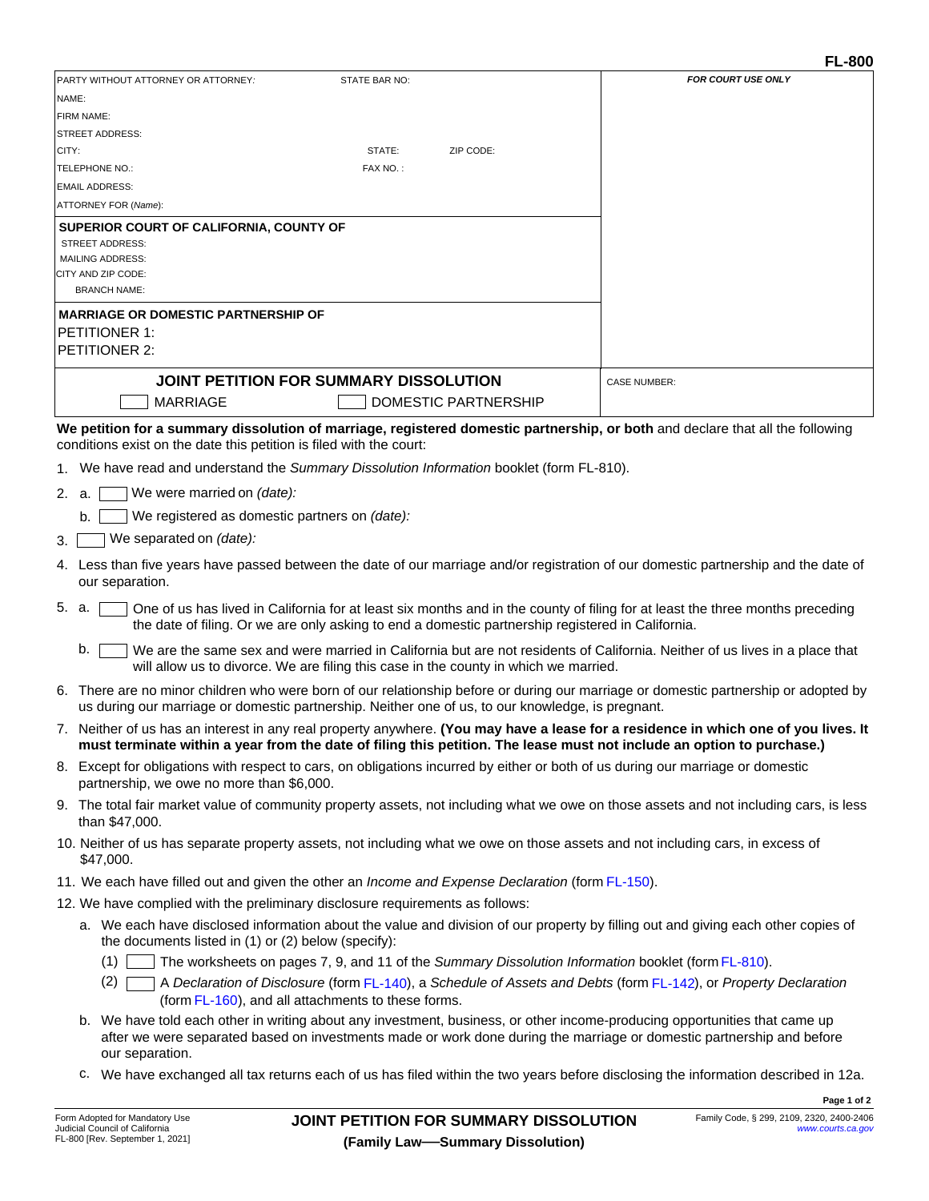FL-800

| PARTY WITHOUT ATTORNEY OR ATTORNEY: | STATE BAR NO: | FOR COURT USE ONLY |
|---|---|---|
| NAME: | | |
| FIRM NAME: | | |
| STREET ADDRESS: | | |
| CITY: | STATE: ZIP CODE: | |
| TELEPHONE NO.: | FAX NO. : | |
| EMAIL ADDRESS: | | |
| ATTORNEY FOR *(Name)*: | | |
| **SUPERIOR COURT OF CALIFORNIA, COUNTY OF** | | |
| STREET ADDRESS: | | |
| MAILING ADDRESS: | | |
| CITY AND ZIP CODE: | | |
| BRANCH NAME: | | |
| **MARRIAGE OR DOMESTIC PARTNERSHIP OF** | | |
| PETITIONER 1: | | |
| PETITIONER 2: | | |
| **JOIN PETITION FOR SUMMARY DISSOLUTION** ☐ MARRIAGE ☐ DOMESTIC PARTNERSHIP | | CASE NUMBER: |

**We petition for a summary dissolution of marriage, registered domestic partnership, or both** and declare that all the following conditions exist on the date this petition is filed with the court:

1. We have read and understand the *Summary Dissolution Information* booklet (form FL-810).
2. a. ☐ We were married on *(date):*
   b. ☐ We registered as domestic partners on *(date):*
3. ☐ We separated on *(date):*
4. Less than five years have passed between the date of our marriage and/or registration of our domestic partnership and the date of our separation.
5. a. ☐ One of us has lived in California for at least six months and in the county of filing for at least the three months preceding the date of filing. Or we are only asking to end a domestic partnership registered in California.
   b. ☐ We are the same sex and were married in California but are not residents of California. Neither of us lives in a place that will allow us to divorce. We are filing this case in the county in which we married.
6. There are no minor children who were born of our relationship before or during our marriage or domestic partnership or adopted by us during our marriage or domestic partnership. Neither one of us, to our knowledge, is pregnant.
7. Neither of us has an interest in any real property anywhere. **(You may have a lease for a residence in which one of you lives. It must terminate within a year from the date of filing this petition. The lease must not include an option to purchase.)**
8. Except for obligations with respect to cars, on obligations incurred by either or both of us during our marriage or domestic partnership, we owe no more than $6,000.
9. The total fair market value of community property assets, not including what we owe on those assets and not including cars, is less than $47,000.
10. Neither of us has separate property assets, not including what we owe on those assets and not including cars, in excess of $47,000.
11. We each have filled out and given the other an *Income and Expense Declaration* (form FL-150).
12. We have complied with the preliminary disclosure requirements as follows:
    a. We each have disclosed information about the value and division of our property by filling out and giving each other copies of the documents listed in (1) or (2) below (specify):
       (1) ☐ The worksheets on pages 7, 9, and 11 of the *Summary Dissolution Information* booklet (form FL-810).
       (2) ☐ A *Declaration of Disclosure* (form FL-140), a *Schedule of Assets and Debts* (form FL-142), or *Property Declaration* (form FL-160), and all attachments to these forms.
    b. We have told each other in writing about any investment, business, or other income-producing opportunities that came up after we were separated based on investments made or work done during the marriage or domestic partnership and before our separation.
    c. We have exchanged all tax returns each of us has filed within the two years before disclosing the information described in 12a.

Form Adopted for Mandatory Use
Judicial Council of California
FL-800 [Rev. September 1, 2021]

**JOINT PETITION FOR SUMMARY DISSOLUTION**
**(Family Law—Summary Dissolution)**

Family Code, § 299, 2109, 2320, 2400-2406
www.courts.ca.gov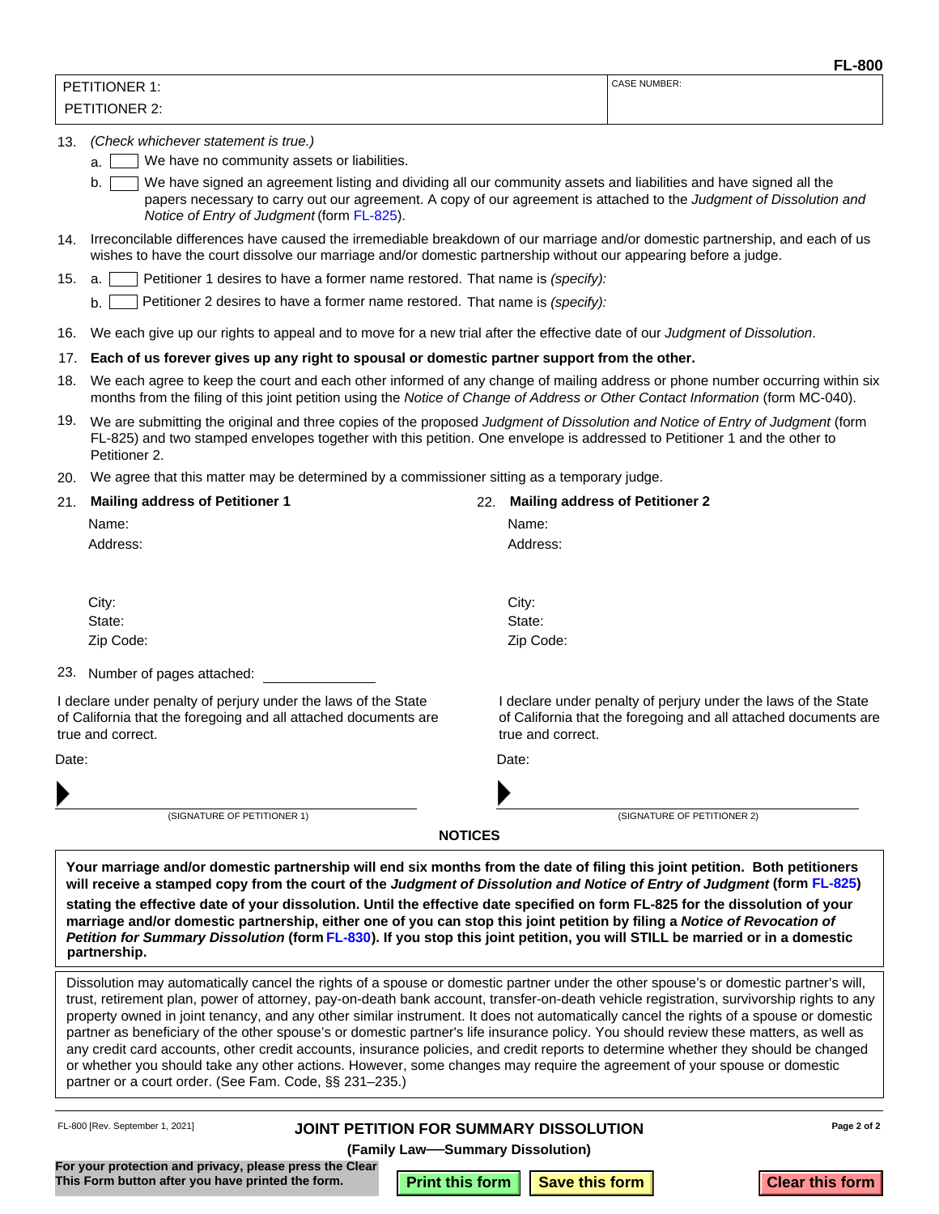| PETITIONER 1:<br>PETITIONER 2: | CASE NUMBER: |
|---|---|

13. *(Check whichever statement is true.)*
   a. ☐ We have no community assets or liabilities.
   b. ☐ We have signed an agreement listing and dividing all our community assets and liabilities and have signed all the papers necessary to carry out our agreement. A copy of our agreement is attached to the *Judgment of Dissolution and Notice of Entry of Judgment* (form FL-825).

14. Irreconcilable differences have caused the irremediable breakdown of our marriage and/or domestic partnership, and each of us wishes to have the court dissolve our marriage and/or domestic partnership without our appearing before a judge.

15. a. ☐ Petitioner 1 desires to have a former name restored. That name is *(specify):*
   b. ☐ Petitioner 2 desires to have a former name restored. That name is *(specify):*

16. We each give up our rights to appeal and to move for a new trial after the effective date of our *Judgment of Dissolution*.

17. **Each of us forever gives up any right to spousal or domestic partner support from the other.**

18. We each agree to keep the court and each other informed of any change of mailing address or phone number occurring within six months from the filing of this joint petition using the *Notice of Change of Address or Other Contact Information* (form MC-040).

19. We are submitting the original and three copies of the proposed *Judgment of Dissolution and Notice of Entry of Judgment* (form FL-825) and two stamped envelopes together with this petition. One envelope is addressed to Petitioner 1 and the other to Petitioner 2.

20. We agree that this matter may be determined by a commissioner sitting as a temporary judge.

21. **Mailing address of Petitioner 1**

Name:
Address:

City:
State:
Zip Code:

22. **Mailing address of Petitioner 2**

Name:
Address:

City:
State:
Zip Code:

23. Number of pages attached: ____________

I declare under penalty of perjury under the laws of the State of California that the foregoing and all attached documents are true and correct.

Date:

▶ ______________________________
(SIGNATURE OF PETITIONER 1)

I declare under penalty of perjury under the laws of the State of California that the foregoing and all attached documents are true and correct.

Date:

▶ ______________________________
(SIGNATURE OF PETITIONER 2)

## NOTICES

**Your marriage and/or domestic partnership will end six months from the date of filing this joint petition. Both petitioners will receive a stamped copy from the court of the *Judgment of Dissolution and Notice of Entry of Judgment* (form FL-825) stating the effective date of your dissolution. Until the effective date specified on form FL-825 for the dissolution of your marriage and/or domestic partnership, either one of you can stop this joint petition by filing a *Notice of Revocation of Petition for Summary Dissolution* (form FL-830). If you stop this joint petition, you will STILL be married or in a domestic partnership.**

Dissolution may automatically cancel the rights of a spouse or domestic partner under the other spouse's or domestic partner's will, trust, retirement plan, power of attorney, pay-on-death bank account, transfer-on-death vehicle registration, survivorship rights to any property owned in joint tenancy, and any other similar instrument. It does not automatically cancel the rights of a spouse or domestic partner as beneficiary of the other spouse's or domestic partner's life insurance policy. You should review these matters, as well as any credit card accounts, other credit accounts, insurance policies, and credit reports to determine whether they should be changed or whether you should take any other actions. However, some changes may require the agreement of your spouse or domestic partner or a court order. (See Fam. Code, §§ 231–235.)

FL-800 [Rev. September 1, 2021]

**JOINT PETITION FOR SUMMARY DISSOLUTION**
**(Family Law—Summary Dissolution)**